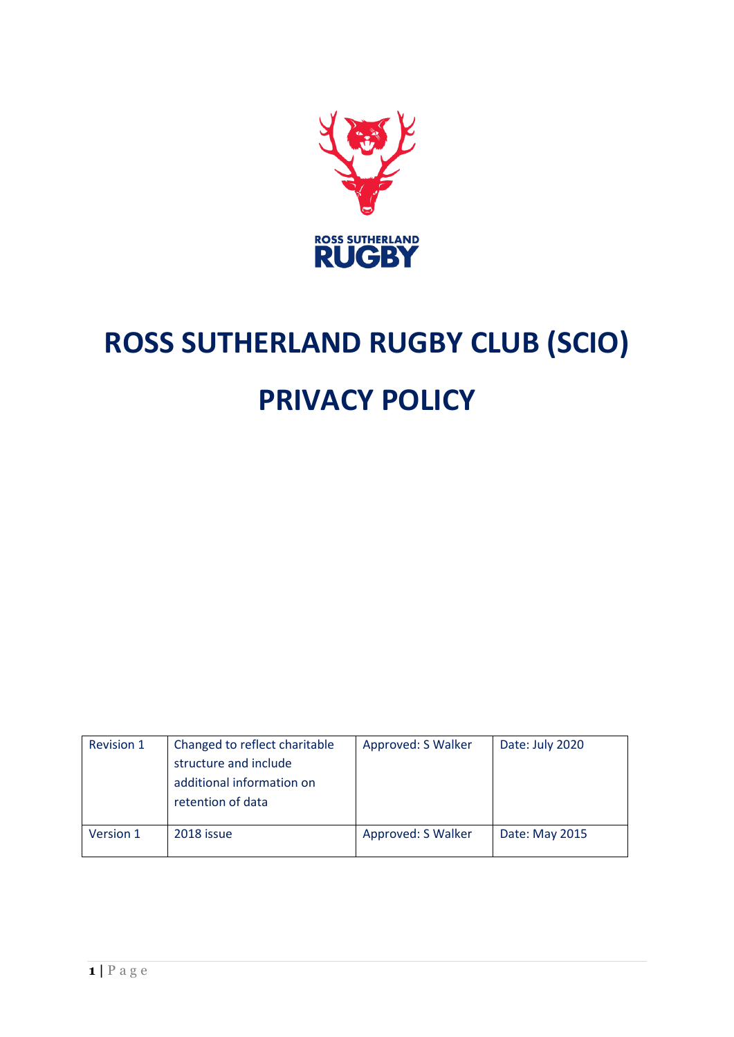ROSS SUTHERLAND RUGBY

# ROSS SUTHERLAND RUGBY CLUB (SCIO)

# PRIVACY POLICY

| | | | |
|---|---|---|---|
| Revision 1 | Changed to reflect charitable structure and include additional information on retention of data | Approved: S Walker | Date: July 2020 |
| Version 1 | 2018 issue | Approved: S Walker | Date: May 2015 |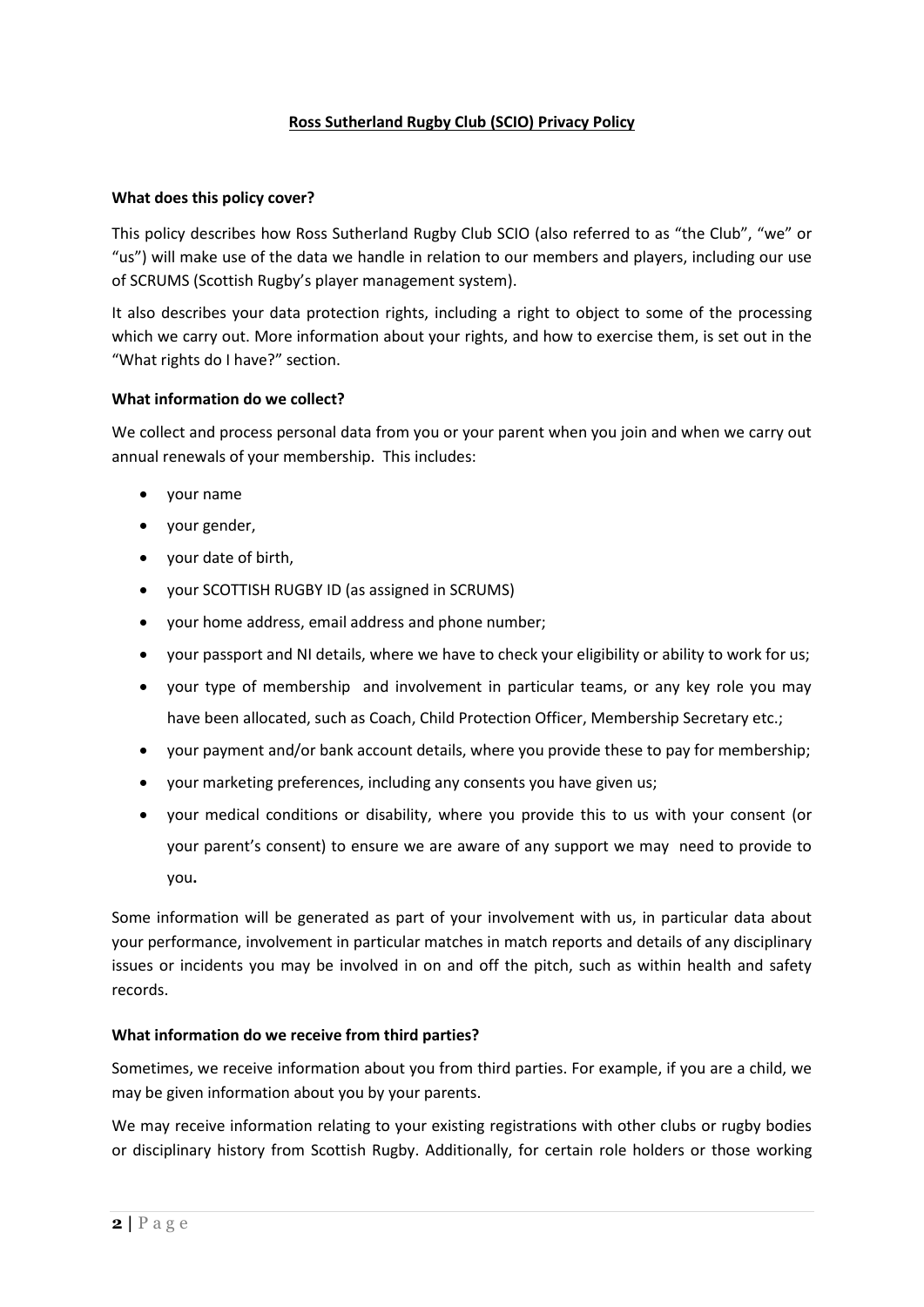**Ross Sutherland Rugby Club (SCIO) Privacy Policy**

**What does this policy cover?**

This policy describes how Ross Sutherland Rugby Club SCIO (also referred to as "the Club", "we" or "us") will make use of the data we handle in relation to our members and players, including our use of SCRUMS (Scottish Rugby's player management system).

It also describes your data protection rights, including a right to object to some of the processing which we carry out. More information about your rights, and how to exercise them, is set out in the "What rights do I have?" section.

**What information do we collect?**

We collect and process personal data from you or your parent when you join and when we carry out annual renewals of your membership. This includes:

- your name
- your gender,
- your date of birth,
- your SCOTTISH RUGBY ID (as assigned in SCRUMS)
- your home address, email address and phone number;
- your passport and NI details, where we have to check your eligibility or ability to work for us;
- your type of membership and involvement in particular teams, or any key role you may have been allocated, such as Coach, Child Protection Officer, Membership Secretary etc.;
- your payment and/or bank account details, where you provide these to pay for membership;
- your marketing preferences, including any consents you have given us;
- your medical conditions or disability, where you provide this to us with your consent (or your parent's consent) to ensure we are aware of any support we may need to provide to you**.**

Some information will be generated as part of your involvement with us, in particular data about your performance, involvement in particular matches in match reports and details of any disciplinary issues or incidents you may be involved in on and off the pitch, such as within health and safety records.

**What information do we receive from third parties?**

Sometimes, we receive information about you from third parties. For example, if you are a child, we may be given information about you by your parents.

We may receive information relating to your existing registrations with other clubs or rugby bodies or disciplinary history from Scottish Rugby. Additionally, for certain role holders or those working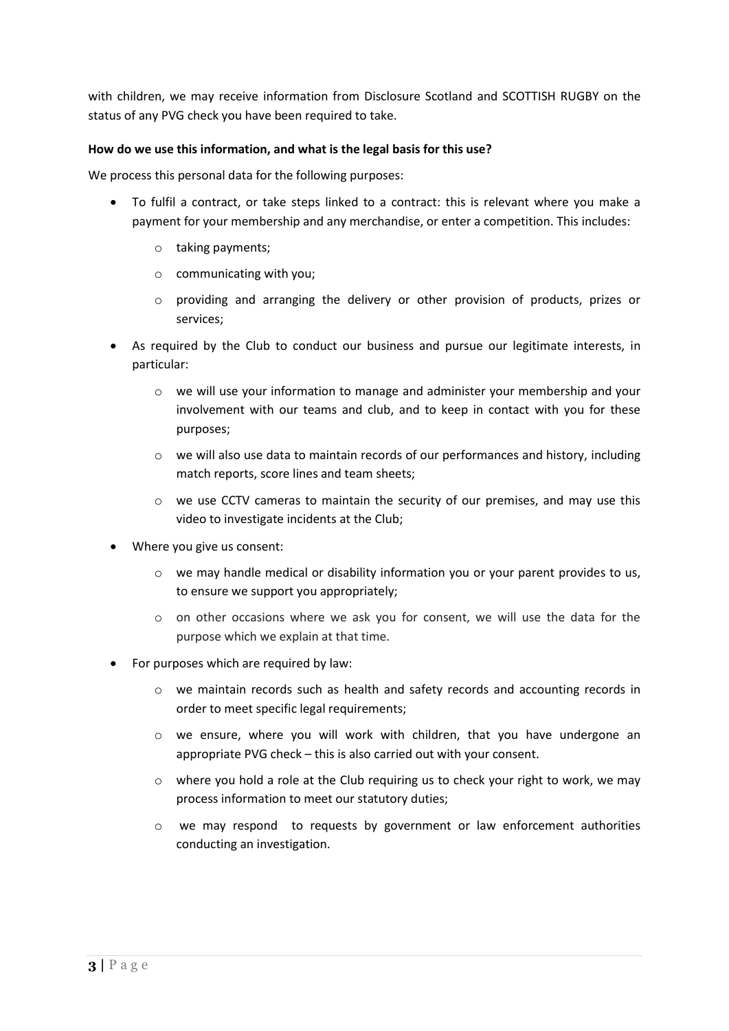with children, we may receive information from Disclosure Scotland and SCOTTISH RUGBY on the status of any PVG check you have been required to take.

**How do we use this information, and what is the legal basis for this use?**

We process this personal data for the following purposes:

- To fulfil a contract, or take steps linked to a contract: this is relevant where you make a payment for your membership and any merchandise, or enter a competition. This includes:
  - taking payments;
  - communicating with you;
  - providing and arranging the delivery or other provision of products, prizes or services;
- As required by the Club to conduct our business and pursue our legitimate interests, in particular:
  - we will use your information to manage and administer your membership and your involvement with our teams and club, and to keep in contact with you for these purposes;
  - we will also use data to maintain records of our performances and history, including match reports, score lines and team sheets;
  - we use CCTV cameras to maintain the security of our premises, and may use this video to investigate incidents at the Club;
- Where you give us consent:
  - we may handle medical or disability information you or your parent provides to us, to ensure we support you appropriately;
  - on other occasions where we ask you for consent, we will use the data for the purpose which we explain at that time.
- For purposes which are required by law:
  - we maintain records such as health and safety records and accounting records in order to meet specific legal requirements;
  - we ensure, where you will work with children, that you have undergone an appropriate PVG check – this is also carried out with your consent.
  - where you hold a role at the Club requiring us to check your right to work, we may process information to meet our statutory duties;
  - we may respond to requests by government or law enforcement authorities conducting an investigation.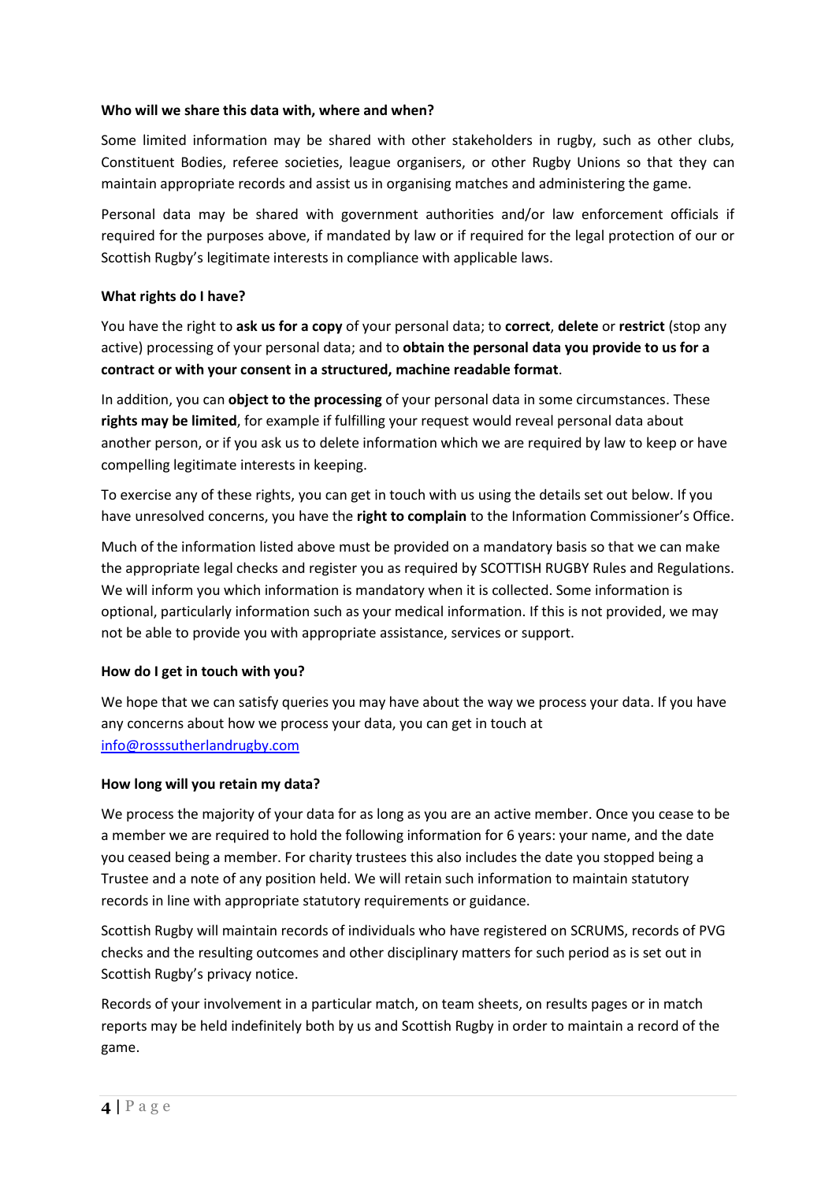**Who will we share this data with, where and when?**

Some limited information may be shared with other stakeholders in rugby, such as other clubs, Constituent Bodies, referee societies, league organisers, or other Rugby Unions so that they can maintain appropriate records and assist us in organising matches and administering the game.

Personal data may be shared with government authorities and/or law enforcement officials if required for the purposes above, if mandated by law or if required for the legal protection of our or Scottish Rugby's legitimate interests in compliance with applicable laws.

**What rights do I have?**

You have the right to **ask us for a copy** of your personal data; to **correct**, **delete** or **restrict** (stop any active) processing of your personal data; and to **obtain the personal data you provide to us for a contract or with your consent in a structured, machine readable format**.

In addition, you can **object to the processing** of your personal data in some circumstances. These **rights may be limited**, for example if fulfilling your request would reveal personal data about another person, or if you ask us to delete information which we are required by law to keep or have compelling legitimate interests in keeping.

To exercise any of these rights, you can get in touch with us using the details set out below. If you have unresolved concerns, you have the **right to complain** to the Information Commissioner's Office.

Much of the information listed above must be provided on a mandatory basis so that we can make the appropriate legal checks and register you as required by SCOTTISH RUGBY Rules and Regulations. We will inform you which information is mandatory when it is collected. Some information is optional, particularly information such as your medical information. If this is not provided, we may not be able to provide you with appropriate assistance, services or support.

**How do I get in touch with you?**

We hope that we can satisfy queries you may have about the way we process your data. If you have any concerns about how we process your data, you can get in touch at info@rosssutherlandrugby.com

**How long will you retain my data?**

We process the majority of your data for as long as you are an active member. Once you cease to be a member we are required to hold the following information for 6 years: your name, and the date you ceased being a member. For charity trustees this also includes the date you stopped being a Trustee and a note of any position held. We will retain such information to maintain statutory records in line with appropriate statutory requirements or guidance.

Scottish Rugby will maintain records of individuals who have registered on SCRUMS, records of PVG checks and the resulting outcomes and other disciplinary matters for such period as is set out in Scottish Rugby's privacy notice.

Records of your involvement in a particular match, on team sheets, on results pages or in match reports may be held indefinitely both by us and Scottish Rugby in order to maintain a record of the game.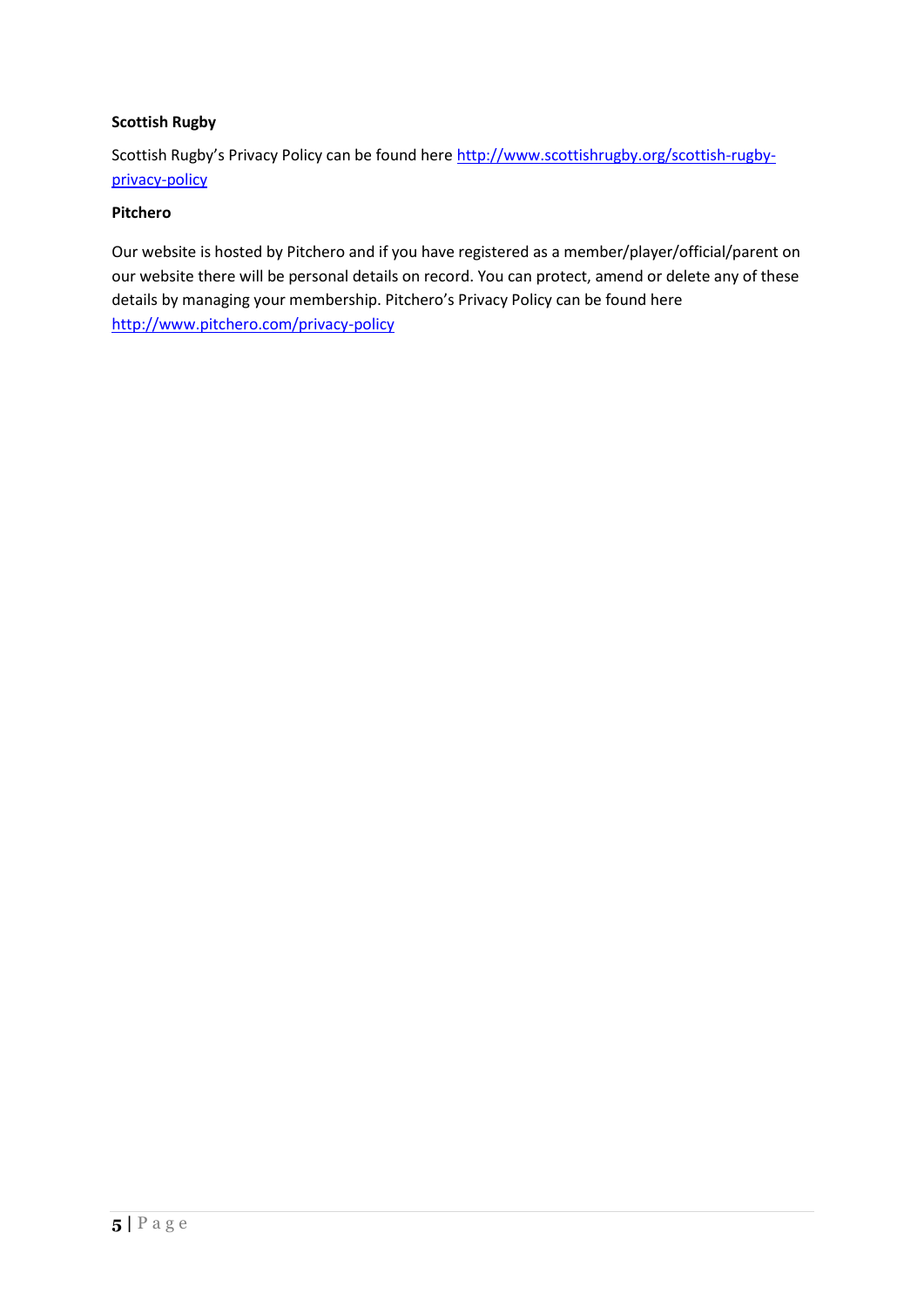**Scottish Rugby**

Scottish Rugby's Privacy Policy can be found here http://www.scottishrugby.org/scottish-rugby-privacy-policy

**Pitchero**

Our website is hosted by Pitchero and if you have registered as a member/player/official/parent on our website there will be personal details on record. You can protect, amend or delete any of these details by managing your membership. Pitchero's Privacy Policy can be found here http://www.pitchero.com/privacy-policy